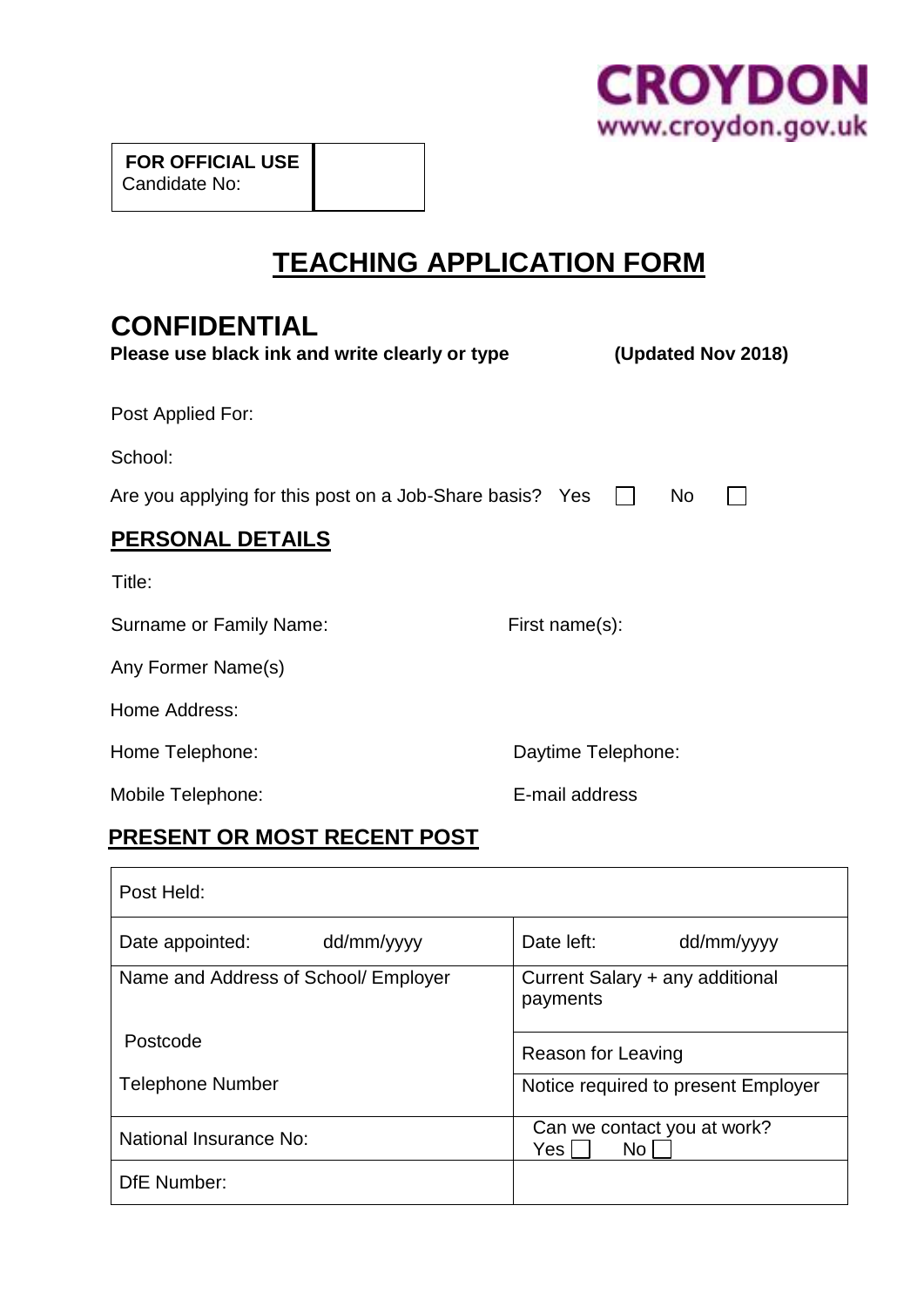CROYDON
www.croydon.gov.uk

| **FOR OFFICIAL USE** Candidate No: | |
|---|---|

# TEACHING APPLICATION FORM

## CONFIDENTIAL

**Please use black ink and write clearly or type** **(Updated Nov 2018)**

Post Applied For:

School:

Are you applying for this post on a Job-Share basis? Yes ☐ No ☐

## PERSONAL DETAILS

Title:

Surname or Family Name: First name(s):

Any Former Name(s)

Home Address:

Home Telephone: Daytime Telephone:

Mobile Telephone: E-mail address

## PRESENT OR MOST RECENT POST

| Post Held: | |
|---|---|
| Date appointed: dd/mm/yyyy | Date left: dd/mm/yyyy |
| Name and Address of School/ Employer<br><br>Postcode | Current Salary + any additional payments<br><br>Reason for Leaving |
| Telephone Number | Notice required to present Employer |
| National Insurance No: | Can we contact you at work?<br>Yes ☐ No ☐ |
| DfE Number: | |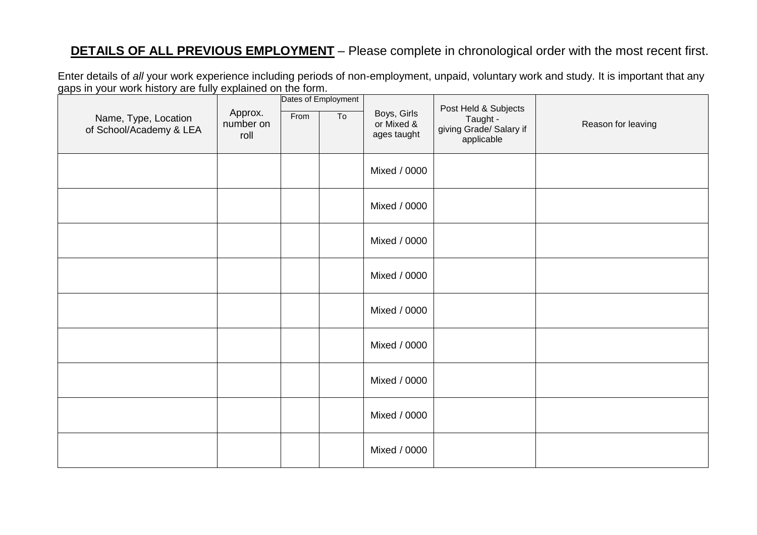**DETAILS OF ALL PREVIOUS EMPLOYMENT** – Please complete in chronological order with the most recent first.

Enter details of *all* your work experience including periods of non-employment, unpaid, voluntary work and study. It is important that any gaps in your work history are fully explained on the form.

| Name, Type, Location of School/Academy & LEA | Approx. number on roll | Dates of Employment | | Boys, Girls or Mixed & ages taught | Post Held & Subjects Taught - giving Grade/ Salary if applicable | Reason for leaving |
|---|---|---|---|---|---|---|
| | | From | To | | | |
| | | | | Mixed / 0000 | | |
| | | | | Mixed / 0000 | | |
| | | | | Mixed / 0000 | | |
| | | | | Mixed / 0000 | | |
| | | | | Mixed / 0000 | | |
| | | | | Mixed / 0000 | | |
| | | | | Mixed / 0000 | | |
| | | | | Mixed / 0000 | | |
| | | | | Mixed / 0000 | | |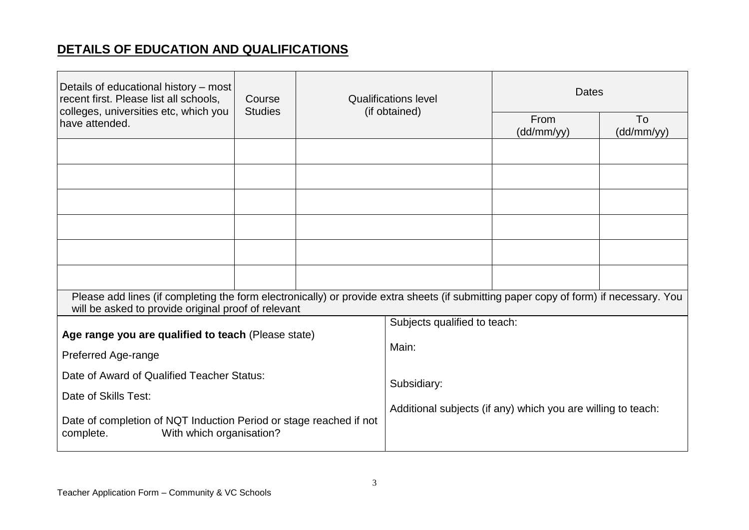## DETAILS OF EDUCATION AND QUALIFICATIONS

| Details of educational history – most recent first. Please list all schools, colleges, universities etc, which you have attended. | Course Studies | Qualifications level (if obtained) | Dates | |
|---|---|---|---|---|
| | | | From (dd/mm/yy) | To (dd/mm/yy) |
| | | | | |
| | | | | |
| | | | | |
| | | | | |
| | | | | |
| | | | | |

Please add lines (if completing the form electronically) or provide extra sheets (if submitting paper copy of form) if necessary. You will be asked to provide original proof of relevant

| | |
|---|---|
| **Age range you are qualified to teach** (Please state) | Subjects qualified to teach: |
| Preferred Age-range | Main: |
| Date of Award of Qualified Teacher Status: | Subsidiary: |
| Date of Skills Test: | Additional subjects (if any) which you are willing to teach: |
| Date of completion of NQT Induction Period or stage reached if not complete. With which organisation? | |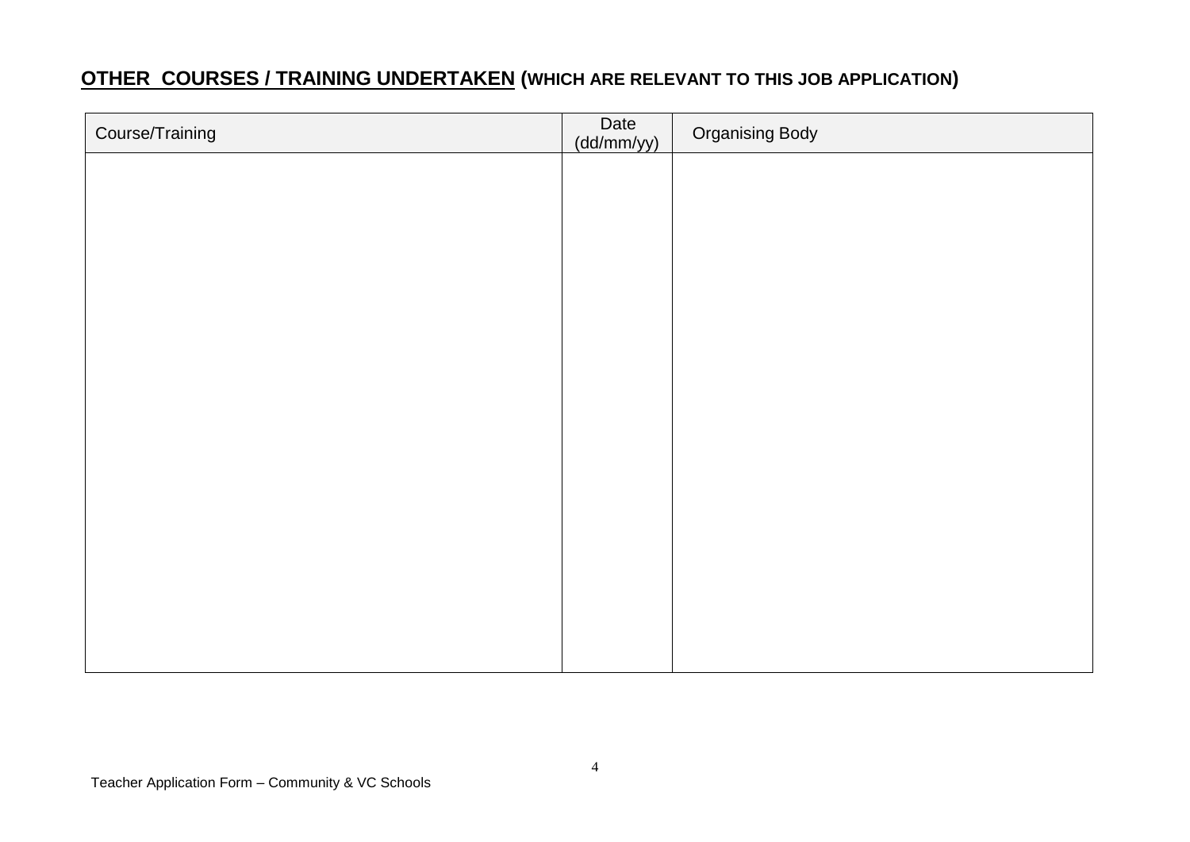## **OTHER COURSES / TRAINING UNDERTAKEN** (WHICH ARE RELEVANT TO THIS JOB APPLICATION)

| Course/Training | Date (dd/mm/yy) | Organising Body |
| --- | --- | --- |
| | | |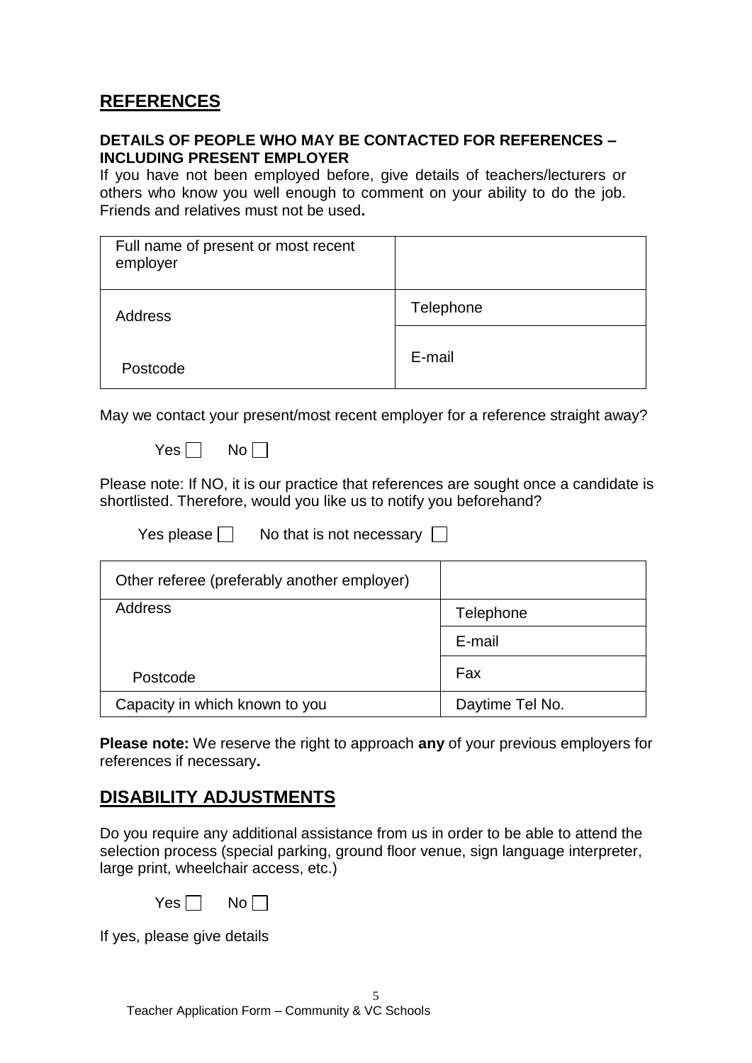## REFERENCES

**DETAILS OF PEOPLE WHO MAY BE CONTACTED FOR REFERENCES – INCLUDING PRESENT EMPLOYER**

If you have not been employed before, give details of teachers/lecturers or others who know you well enough to comment on your ability to do the job. Friends and relatives must not be used**.**

| Full name of present or most recent employer | |
|---|---|
| Address<br><br>Postcode | Telephone |
| | E-mail |

May we contact your present/most recent employer for a reference straight away?

Yes ☐ No ☐

Please note: If NO, it is our practice that references are sought once a candidate is shortlisted. Therefore, would you like us to notify you beforehand?

Yes please ☐ No that is not necessary ☐

| Other referee (preferably another employer) | |
|---|---|
| Address | Telephone |
| | E-mail |
| Postcode | Fax |
| Capacity in which known to you | Daytime Tel No. |

**Please note:** We reserve the right to approach **any** of your previous employers for references if necessary**.**

## DISABILITY ADJUSTMENTS

Do you require any additional assistance from us in order to be able to attend the selection process (special parking, ground floor venue, sign language interpreter, large print, wheelchair access, etc.)

Yes ☐ No ☐

If yes, please give details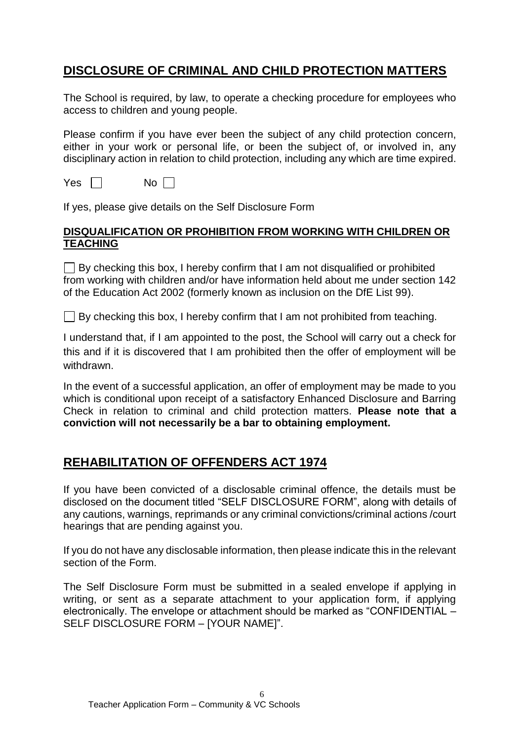## DISCLOSURE OF CRIMINAL AND CHILD PROTECTION MATTERS

The School is required, by law, to operate a checking procedure for employees who access to children and young people.

Please confirm if you have ever been the subject of any child protection concern, either in your work or personal life, or been the subject of, or involved in, any disciplinary action in relation to child protection, including any which are time expired.

Yes ☐ No ☐

If yes, please give details on the Self Disclosure Form

### DISQUALIFICATION OR PROHIBITION FROM WORKING WITH CHILDREN OR TEACHING

☐ By checking this box, I hereby confirm that I am not disqualified or prohibited from working with children and/or have information held about me under section 142 of the Education Act 2002 (formerly known as inclusion on the DfE List 99).

☐ By checking this box, I hereby confirm that I am not prohibited from teaching.

I understand that, if I am appointed to the post, the School will carry out a check for this and if it is discovered that I am prohibited then the offer of employment will be withdrawn.

In the event of a successful application, an offer of employment may be made to you which is conditional upon receipt of a satisfactory Enhanced Disclosure and Barring Check in relation to criminal and child protection matters. **Please note that a conviction will not necessarily be a bar to obtaining employment.**

## REHABILITATION OF OFFENDERS ACT 1974

If you have been convicted of a disclosable criminal offence, the details must be disclosed on the document titled "SELF DISCLOSURE FORM", along with details of any cautions, warnings, reprimands or any criminal convictions/criminal actions /court hearings that are pending against you.

If you do not have any disclosable information, then please indicate this in the relevant section of the Form.

The Self Disclosure Form must be submitted in a sealed envelope if applying in writing, or sent as a separate attachment to your application form, if applying electronically. The envelope or attachment should be marked as "CONFIDENTIAL – SELF DISCLOSURE FORM – [YOUR NAME]".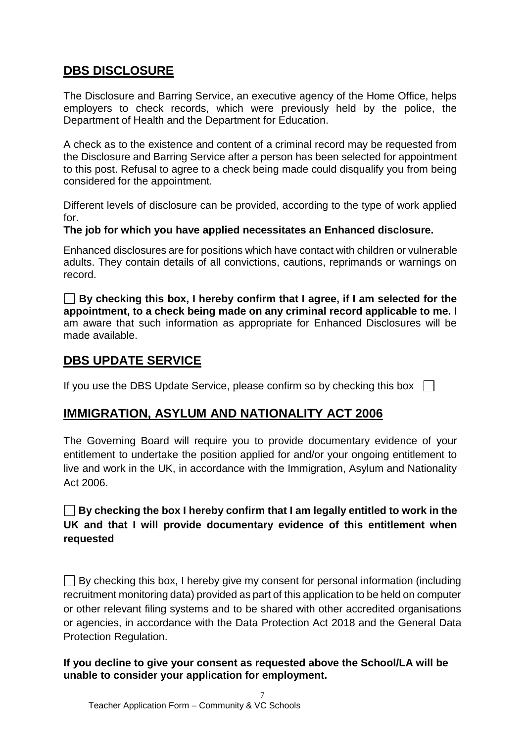## DBS DISCLOSURE

The Disclosure and Barring Service, an executive agency of the Home Office, helps employers to check records, which were previously held by the police, the Department of Health and the Department for Education.

A check as to the existence and content of a criminal record may be requested from the Disclosure and Barring Service after a person has been selected for appointment to this post. Refusal to agree to a check being made could disqualify you from being considered for the appointment.

Different levels of disclosure can be provided, according to the type of work applied for.

**The job for which you have applied necessitates an Enhanced disclosure.**

Enhanced disclosures are for positions which have contact with children or vulnerable adults. They contain details of all convictions, cautions, reprimands or warnings on record.

☐ **By checking this box, I hereby confirm that I agree, if I am selected for the appointment, to a check being made on any criminal record applicable to me.** I am aware that such information as appropriate for Enhanced Disclosures will be made available.

## DBS UPDATE SERVICE

If you use the DBS Update Service, please confirm so by checking this box ☐

## IMMIGRATION, ASYLUM AND NATIONALITY ACT 2006

The Governing Board will require you to provide documentary evidence of your entitlement to undertake the position applied for and/or your ongoing entitlement to live and work in the UK, in accordance with the Immigration, Asylum and Nationality Act 2006.

☐ **By checking the box I hereby confirm that I am legally entitled to work in the UK and that I will provide documentary evidence of this entitlement when requested**

☐ By checking this box, I hereby give my consent for personal information (including recruitment monitoring data) provided as part of this application to be held on computer or other relevant filing systems and to be shared with other accredited organisations or agencies, in accordance with the Data Protection Act 2018 and the General Data Protection Regulation.

**If you decline to give your consent as requested above the School/LA will be unable to consider your application for employment.**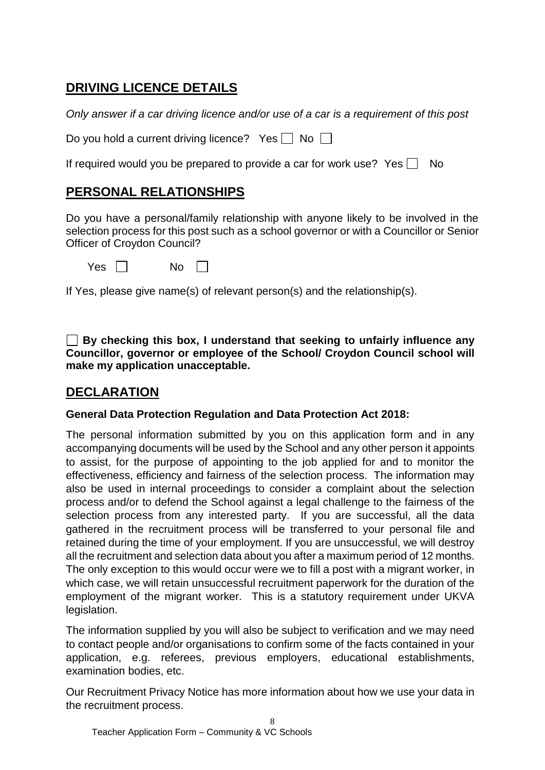## DRIVING LICENCE DETAILS

*Only answer if a car driving licence and/or use of a car is a requirement of this post*

Do you hold a current driving licence? Yes ☐ No ☐

If required would you be prepared to provide a car for work use? Yes ☐ No

## PERSONAL RELATIONSHIPS

Do you have a personal/family relationship with anyone likely to be involved in the selection process for this post such as a school governor or with a Councillor or Senior Officer of Croydon Council?

Yes ☐ No ☐

If Yes, please give name(s) of relevant person(s) and the relationship(s).

☐ **By checking this box, I understand that seeking to unfairly influence any Councillor, governor or employee of the School/ Croydon Council school will make my application unacceptable.**

## DECLARATION

**General Data Protection Regulation and Data Protection Act 2018:**

The personal information submitted by you on this application form and in any accompanying documents will be used by the School and any other person it appoints to assist, for the purpose of appointing to the job applied for and to monitor the effectiveness, efficiency and fairness of the selection process. The information may also be used in internal proceedings to consider a complaint about the selection process and/or to defend the School against a legal challenge to the fairness of the selection process from any interested party. If you are successful, all the data gathered in the recruitment process will be transferred to your personal file and retained during the time of your employment. If you are unsuccessful, we will destroy all the recruitment and selection data about you after a maximum period of 12 months. The only exception to this would occur were we to fill a post with a migrant worker, in which case, we will retain unsuccessful recruitment paperwork for the duration of the employment of the migrant worker. This is a statutory requirement under UKVA legislation.

The information supplied by you will also be subject to verification and we may need to contact people and/or organisations to confirm some of the facts contained in your application, e.g. referees, previous employers, educational establishments, examination bodies, etc.

Our Recruitment Privacy Notice has more information about how we use your data in the recruitment process.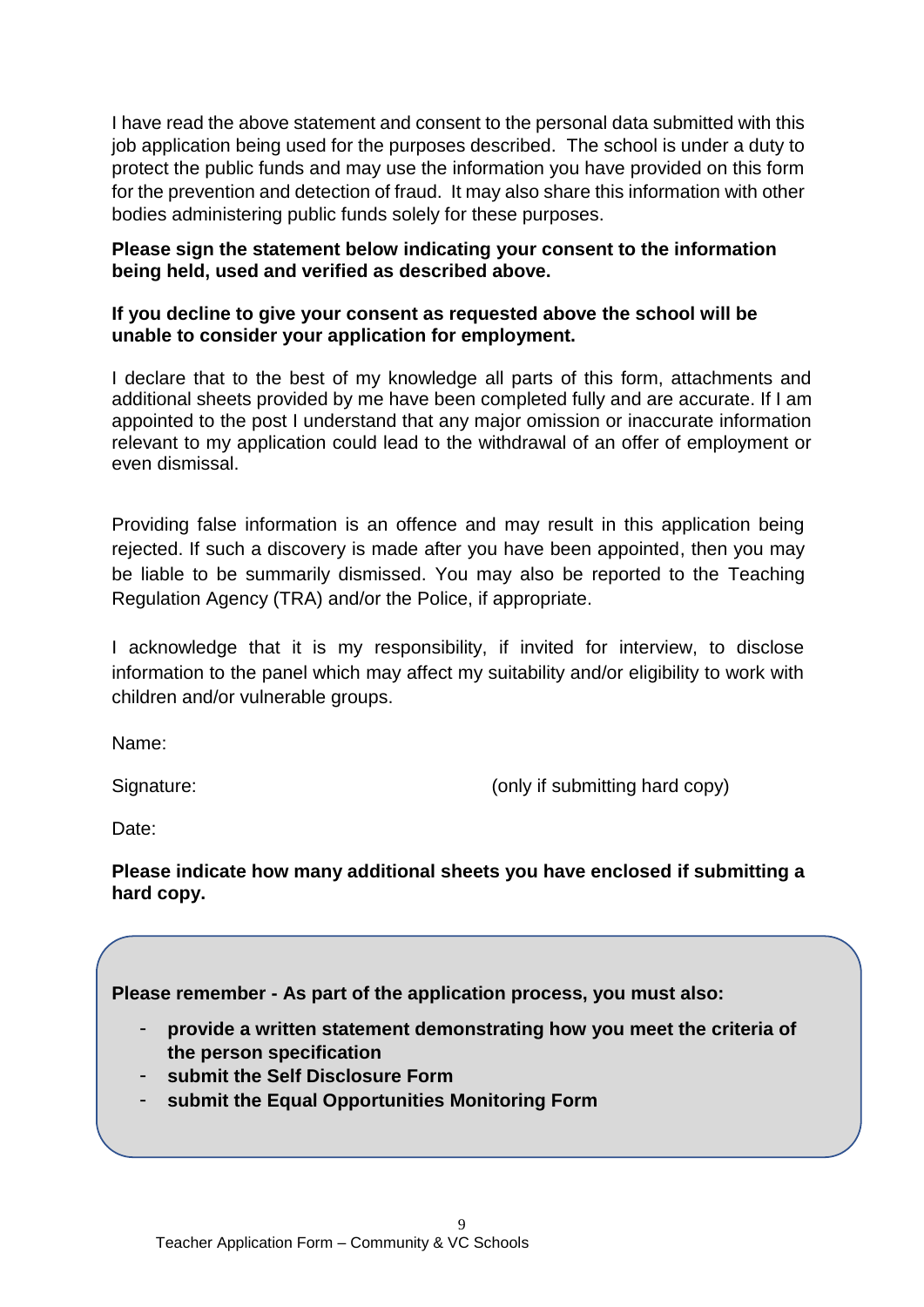I have read the above statement and consent to the personal data submitted with this job application being used for the purposes described. The school is under a duty to protect the public funds and may use the information you have provided on this form for the prevention and detection of fraud. It may also share this information with other bodies administering public funds solely for these purposes.

**Please sign the statement below indicating your consent to the information being held, used and verified as described above.**

**If you decline to give your consent as requested above the school will be unable to consider your application for employment.**

I declare that to the best of my knowledge all parts of this form, attachments and additional sheets provided by me have been completed fully and are accurate. If I am appointed to the post I understand that any major omission or inaccurate information relevant to my application could lead to the withdrawal of an offer of employment or even dismissal.

Providing false information is an offence and may result in this application being rejected. If such a discovery is made after you have been appointed, then you may be liable to be summarily dismissed. You may also be reported to the Teaching Regulation Agency (TRA) and/or the Police, if appropriate.

I acknowledge that it is my responsibility, if invited for interview, to disclose information to the panel which may affect my suitability and/or eligibility to work with children and/or vulnerable groups.

Name:

Signature: (only if submitting hard copy)

Date:

**Please indicate how many additional sheets you have enclosed if submitting a hard copy.**

**Please remember - As part of the application process, you must also:**

- **provide a written statement demonstrating how you meet the criteria of the person specification**
- **submit the Self Disclosure Form**
- **submit the Equal Opportunities Monitoring Form**